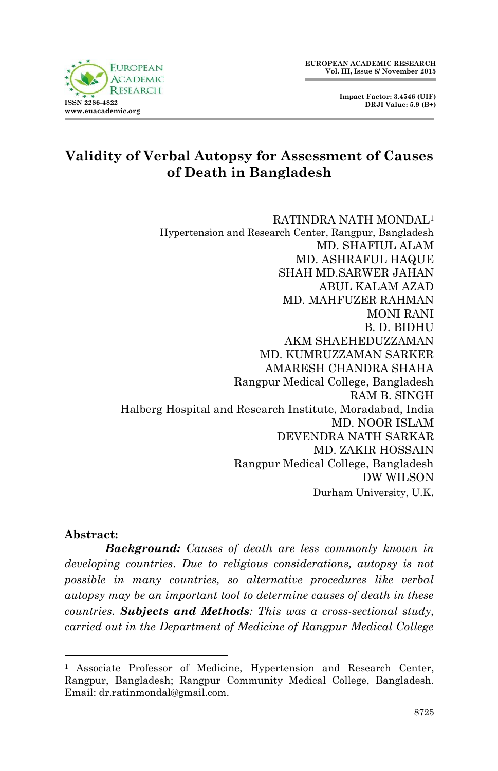# Validity of Verbal Autopsy for Assessment of Causes of Death in Bangladesh

RATINDRA NATH MONDAL[1]
Hypertension and Research Center, Rangpur, Bangladesh
MD. SHAFIUL ALAM
MD. ASHRAFUL HAQUE
SHAH MD.SARWER JAHAN
ABUL KALAM AZAD
MD. MAHFUZER RAHMAN
MONI RANI
B. D. BIDHU
AKM SHAEHEDUZZAMAN
MD. KUMRUZZAMAN SARKER
AMARESH CHANDRA SHAHA
Rangpur Medical College, Bangladesh
RAM B. SINGH
Halberg Hospital and Research Institute, Moradabad, India
MD. NOOR ISLAM
DEVENDRA NATH SARKAR
MD. ZAKIR HOSSAIN
Rangpur Medical College, Bangladesh
DW WILSON
Durham University, U.K.

**Abstract:**

***Background:*** *Causes of death are less commonly known in developing countries. Due to religious considerations, autopsy is not possible in many countries, so alternative procedures like verbal autopsy may be an important tool to determine causes of death in these countries.* ***Subjects and Methods****: This was a cross-sectional study, carried out in the Department of Medicine of Rangpur Medical College*

[1] Associate Professor of Medicine, Hypertension and Research Center, Rangpur, Bangladesh; Rangpur Community Medical College, Bangladesh. Email: dr.ratinmondal@gmail.com.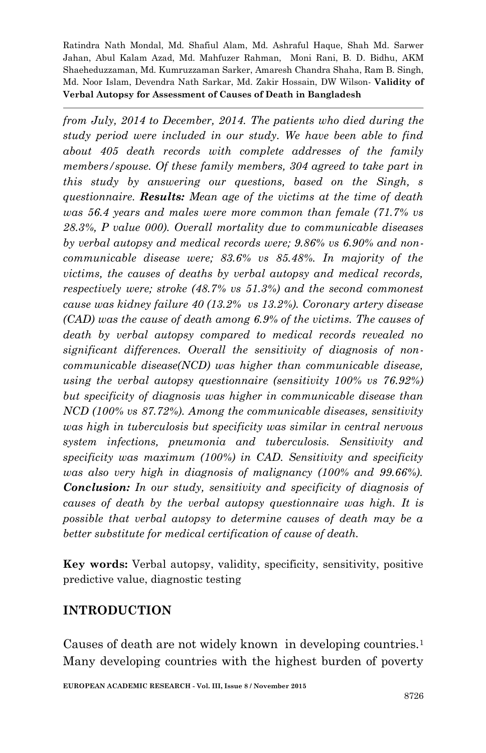*from July, 2014 to December, 2014. The patients who died during the study period were included in our study. We have been able to find about 405 death records with complete addresses of the family members/spouse. Of these family members, 304 agreed to take part in this study by answering our questions, based on the Singh, s questionnaire.* ***Results:*** *Mean age of the victims at the time of death was 56.4 years and males were more common than female (71.7% vs 28.3%, P value 000). Overall mortality due to communicable diseases by verbal autopsy and medical records were; 9.86% vs 6.90% and non-communicable disease were; 83.6% vs 85.48%. In majority of the victims, the causes of deaths by verbal autopsy and medical records, respectively were; stroke (48.7% vs 51.3%) and the second commonest cause was kidney failure 40 (13.2% vs 13.2%). Coronary artery disease (CAD) was the cause of death among 6.9% of the victims. The causes of death by verbal autopsy compared to medical records revealed no significant differences. Overall the sensitivity of diagnosis of non-communicable disease(NCD) was higher than communicable disease, using the verbal autopsy questionnaire (sensitivity 100% vs 76.92%) but specificity of diagnosis was higher in communicable disease than NCD (100% vs 87.72%). Among the communicable diseases, sensitivity was high in tuberculosis but specificity was similar in central nervous system infections, pneumonia and tuberculosis. Sensitivity and specificity was maximum (100%) in CAD. Sensitivity and specificity was also very high in diagnosis of malignancy (100% and 99.66%).* ***Conclusion:*** *In our study, sensitivity and specificity of diagnosis of causes of death by the verbal autopsy questionnaire was high. It is possible that verbal autopsy to determine causes of death may be a better substitute for medical certification of cause of death.*

**Key words:** Verbal autopsy, validity, specificity, sensitivity, positive predictive value, diagnostic testing

## INTRODUCTION

Causes of death are not widely known in developing countries.[1] Many developing countries with the highest burden of poverty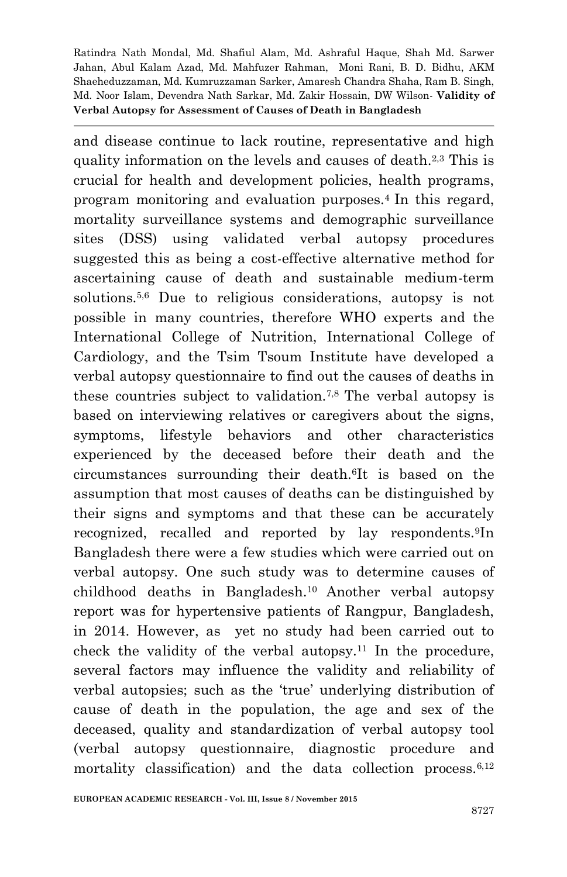and disease continue to lack routine, representative and high quality information on the levels and causes of death.[2,3] This is crucial for health and development policies, health programs, program monitoring and evaluation purposes.[4] In this regard, mortality surveillance systems and demographic surveillance sites (DSS) using validated verbal autopsy procedures suggested this as being a cost-effective alternative method for ascertaining cause of death and sustainable medium-term solutions.[5,6] Due to religious considerations, autopsy is not possible in many countries, therefore WHO experts and the International College of Nutrition, International College of Cardiology, and the Tsim Tsoum Institute have developed a verbal autopsy questionnaire to find out the causes of deaths in these countries subject to validation.[7,8] The verbal autopsy is based on interviewing relatives or caregivers about the signs, symptoms, lifestyle behaviors and other characteristics experienced by the deceased before their death and the circumstances surrounding their death.[6]It is based on the assumption that most causes of deaths can be distinguished by their signs and symptoms and that these can be accurately recognized, recalled and reported by lay respondents.[9]In Bangladesh there were a few studies which were carried out on verbal autopsy. One such study was to determine causes of childhood deaths in Bangladesh.[10] Another verbal autopsy report was for hypertensive patients of Rangpur, Bangladesh, in 2014. However, as yet no study had been carried out to check the validity of the verbal autopsy.[11] In the procedure, several factors may influence the validity and reliability of verbal autopsies; such as the 'true' underlying distribution of cause of death in the population, the age and sex of the deceased, quality and standardization of verbal autopsy tool (verbal autopsy questionnaire, diagnostic procedure and mortality classification) and the data collection process.[6,12]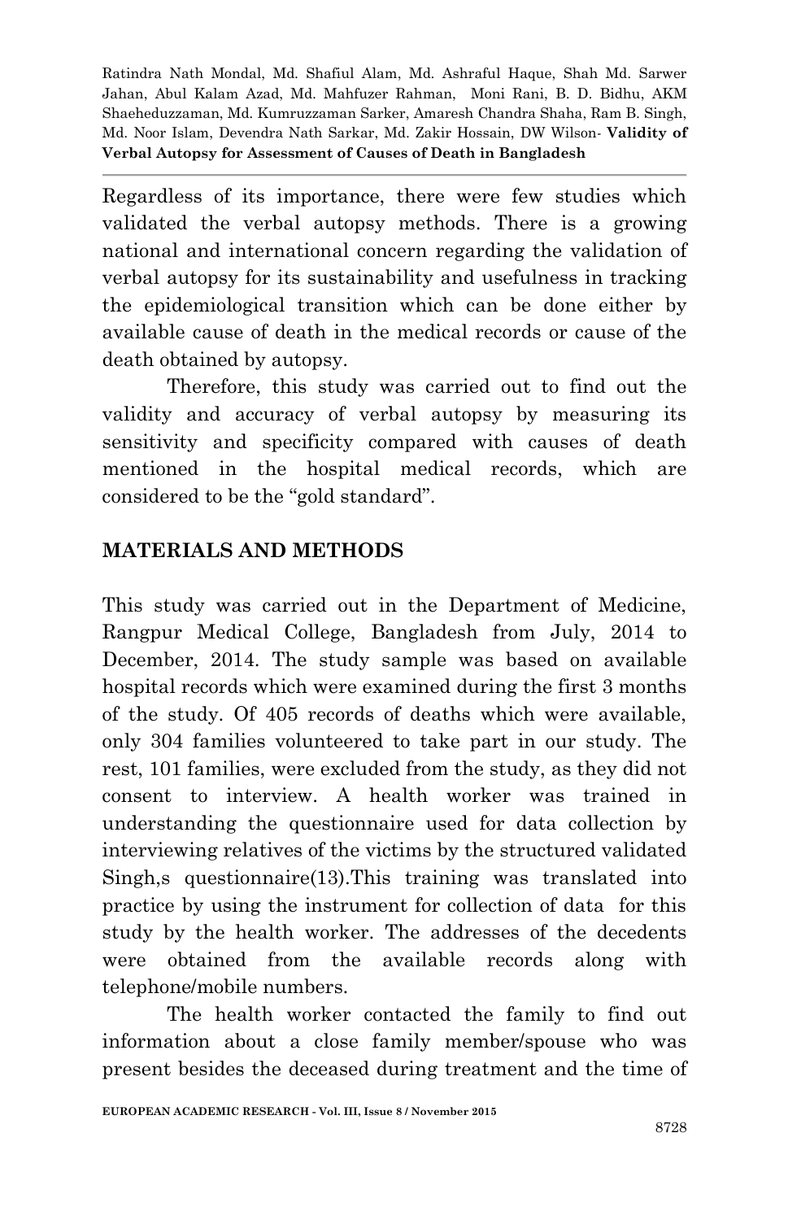Regardless of its importance, there were few studies which validated the verbal autopsy methods. There is a growing national and international concern regarding the validation of verbal autopsy for its sustainability and usefulness in tracking the epidemiological transition which can be done either by available cause of death in the medical records or cause of the death obtained by autopsy.

Therefore, this study was carried out to find out the validity and accuracy of verbal autopsy by measuring its sensitivity and specificity compared with causes of death mentioned in the hospital medical records, which are considered to be the "gold standard".

## MATERIALS AND METHODS

This study was carried out in the Department of Medicine, Rangpur Medical College, Bangladesh from July, 2014 to December, 2014. The study sample was based on available hospital records which were examined during the first 3 months of the study. Of 405 records of deaths which were available, only 304 families volunteered to take part in our study. The rest, 101 families, were excluded from the study, as they did not consent to interview. A health worker was trained in understanding the questionnaire used for data collection by interviewing relatives of the victims by the structured validated Singh,s questionnaire(13).This training was translated into practice by using the instrument for collection of data for this study by the health worker. The addresses of the decedents were obtained from the available records along with telephone/mobile numbers.

The health worker contacted the family to find out information about a close family member/spouse who was present besides the deceased during treatment and the time of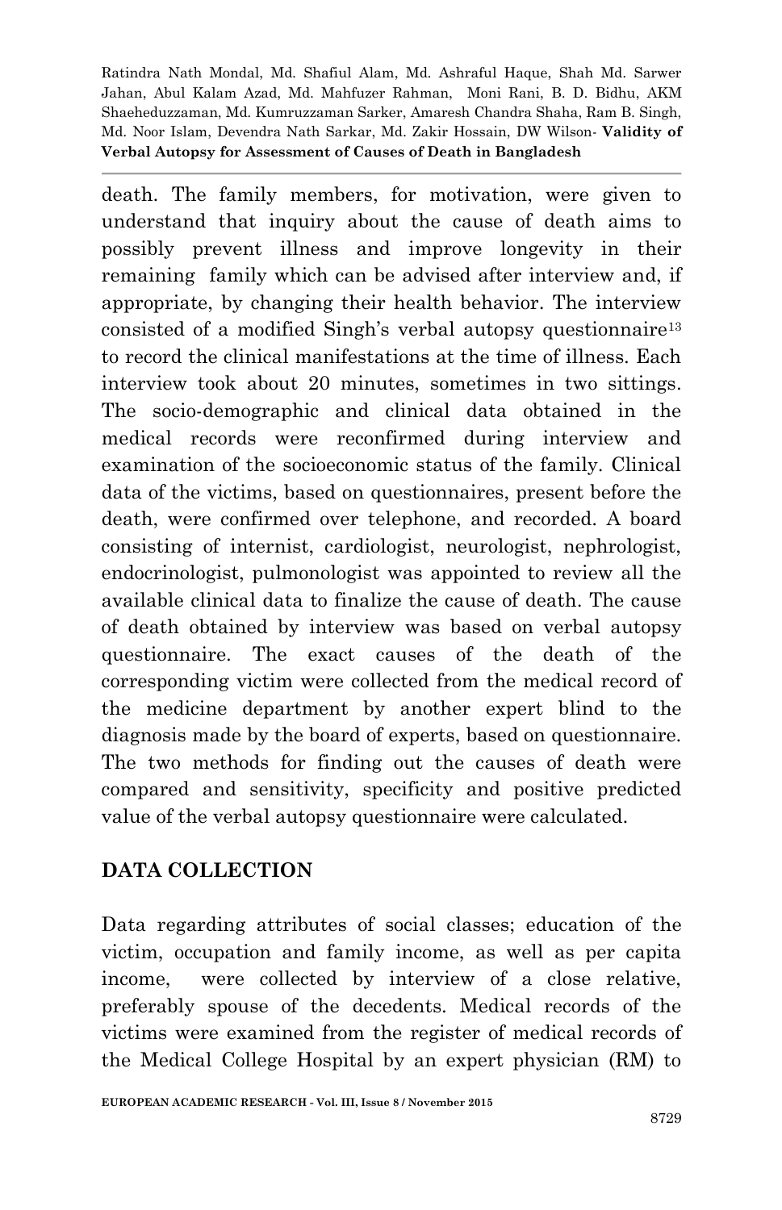death. The family members, for motivation, were given to understand that inquiry about the cause of death aims to possibly prevent illness and improve longevity in their remaining family which can be advised after interview and, if appropriate, by changing their health behavior. The interview consisted of a modified Singh's verbal autopsy questionnaire[13] to record the clinical manifestations at the time of illness. Each interview took about 20 minutes, sometimes in two sittings. The socio-demographic and clinical data obtained in the medical records were reconfirmed during interview and examination of the socioeconomic status of the family. Clinical data of the victims, based on questionnaires, present before the death, were confirmed over telephone, and recorded. A board consisting of internist, cardiologist, neurologist, nephrologist, endocrinologist, pulmonologist was appointed to review all the available clinical data to finalize the cause of death. The cause of death obtained by interview was based on verbal autopsy questionnaire. The exact causes of the death of the corresponding victim were collected from the medical record of the medicine department by another expert blind to the diagnosis made by the board of experts, based on questionnaire. The two methods for finding out the causes of death were compared and sensitivity, specificity and positive predicted value of the verbal autopsy questionnaire were calculated.

## DATA COLLECTION

Data regarding attributes of social classes; education of the victim, occupation and family income, as well as per capita income, were collected by interview of a close relative, preferably spouse of the decedents. Medical records of the victims were examined from the register of medical records of the Medical College Hospital by an expert physician (RM) to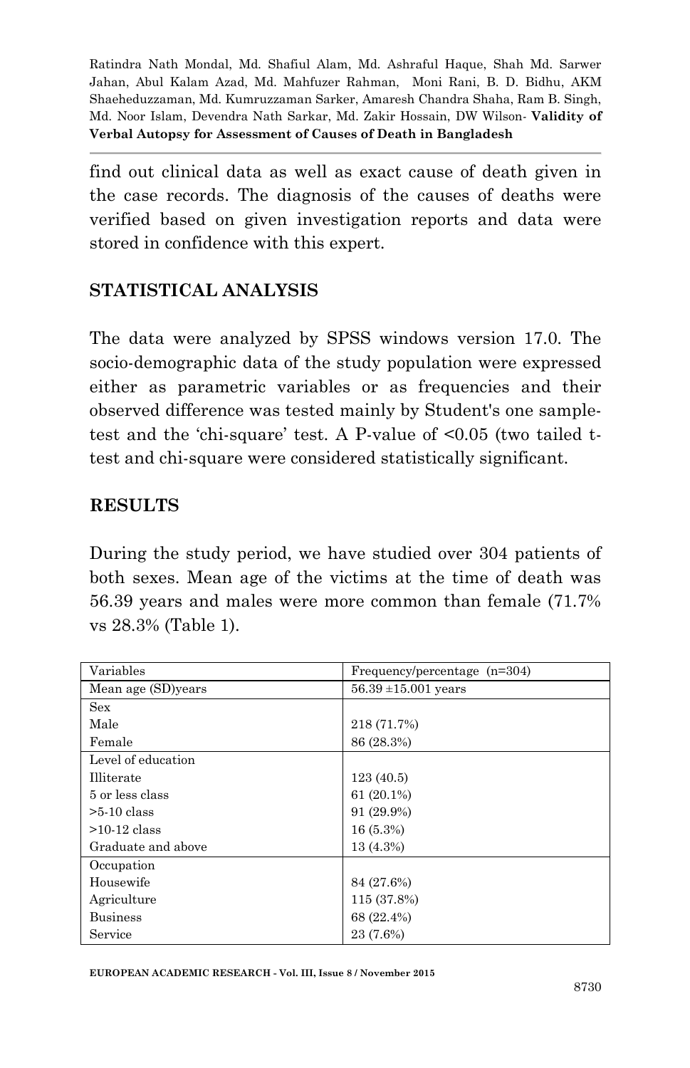find out clinical data as well as exact cause of death given in the case records. The diagnosis of the causes of deaths were verified based on given investigation reports and data were stored in confidence with this expert.

## STATISTICAL ANALYSIS

The data were analyzed by SPSS windows version 17.0. The socio-demographic data of the study population were expressed either as parametric variables or as frequencies and their observed difference was tested mainly by Student's one sample-test and the 'chi-square' test. A P-value of <0.05 (two tailed t-test and chi-square were considered statistically significant.

## RESULTS

During the study period, we have studied over 304 patients of both sexes. Mean age of the victims at the time of death was 56.39 years and males were more common than female (71.7% vs 28.3% (Table 1).

| Variables | Frequency/percentage (n=304) |
|---|---|
| Mean age (SD)years | 56.39 ±15.001 years |
| Sex | |
| Male | 218 (71.7%) |
| Female | 86 (28.3%) |
| Level of education | |
| Illiterate | 123 (40.5) |
| 5 or less class | 61 (20.1%) |
| >5-10 class | 91 (29.9%) |
| >10-12 class | 16 (5.3%) |
| Graduate and above | 13 (4.3%) |
| Occupation | |
| Housewife | 84 (27.6%) |
| Agriculture | 115 (37.8%) |
| Business | 68 (22.4%) |
| Service | 23 (7.6%) |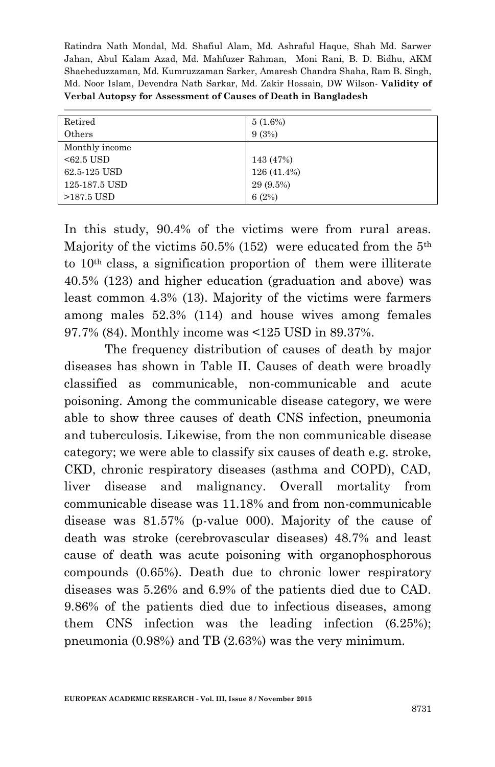| | |
|---|---|
| Retired | 5 (1.6%) |
| Others | 9 (3%) |
| Monthly income | |
| <62.5 USD | 143 (47%) |
| 62.5-125 USD | 126 (41.4%) |
| 125-187.5 USD | 29 (9.5%) |
| >187.5 USD | 6 (2%) |

In this study, 90.4% of the victims were from rural areas. Majority of the victims 50.5% (152) were educated from the 5th to 10th class, a signification proportion of them were illiterate 40.5% (123) and higher education (graduation and above) was least common 4.3% (13). Majority of the victims were farmers among males 52.3% (114) and house wives among females 97.7% (84). Monthly income was <125 USD in 89.37%.

The frequency distribution of causes of death by major diseases has shown in Table II. Causes of death were broadly classified as communicable, non-communicable and acute poisoning. Among the communicable disease category, we were able to show three causes of death CNS infection, pneumonia and tuberculosis. Likewise, from the non communicable disease category; we were able to classify six causes of death e.g. stroke, CKD, chronic respiratory diseases (asthma and COPD), CAD, liver disease and malignancy. Overall mortality from communicable disease was 11.18% and from non-communicable disease was 81.57% (p-value 000). Majority of the cause of death was stroke (cerebrovascular diseases) 48.7% and least cause of death was acute poisoning with organophosphorous compounds (0.65%). Death due to chronic lower respiratory diseases was 5.26% and 6.9% of the patients died due to CAD. 9.86% of the patients died due to infectious diseases, among them CNS infection was the leading infection (6.25%); pneumonia (0.98%) and TB (2.63%) was the very minimum.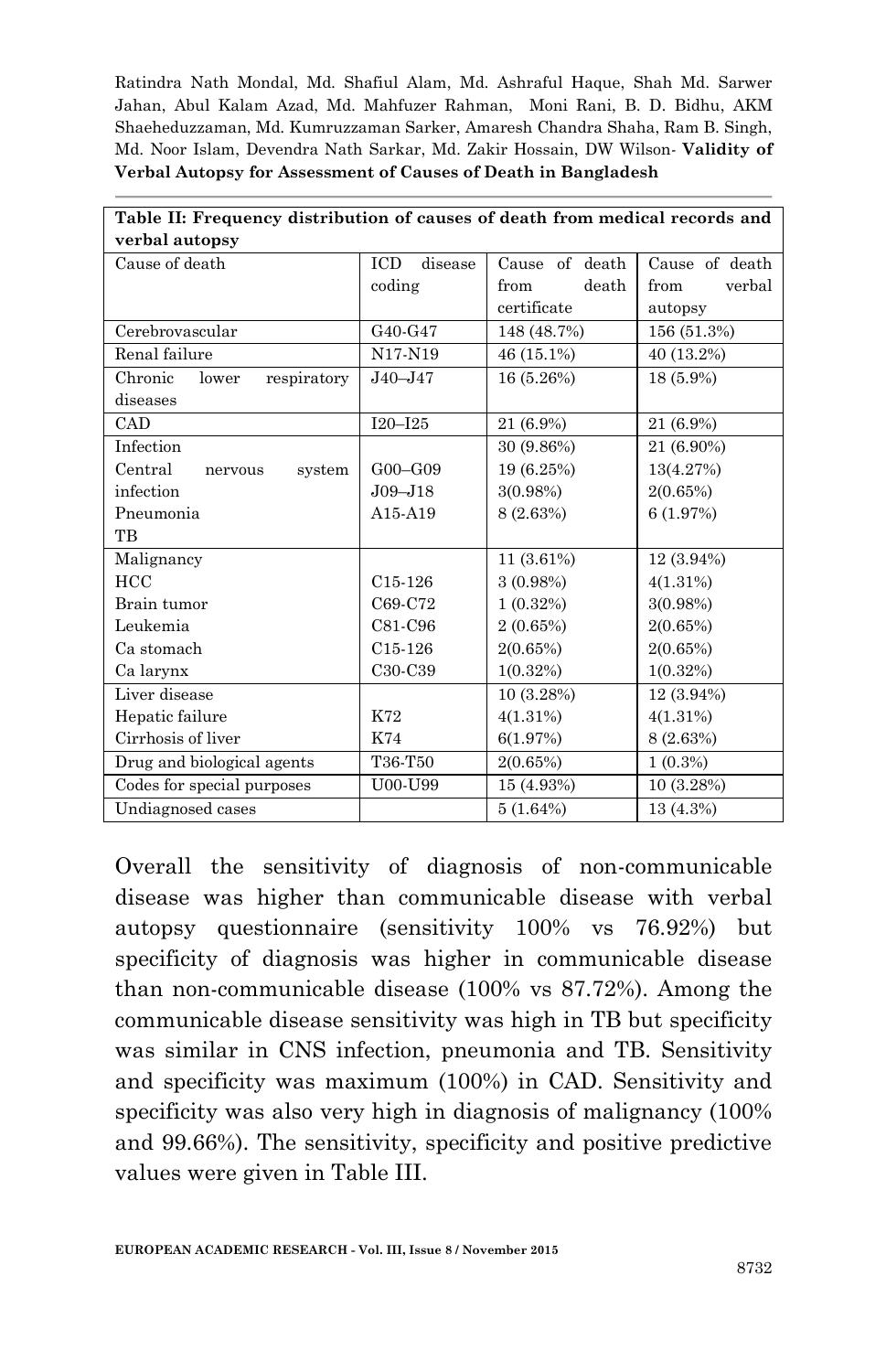**Table II: Frequency distribution of causes of death from medical records and verbal autopsy**

| Cause of death | ICD disease coding | Cause of death from death certificate | Cause of death from verbal autopsy |
|---|---|---|---|
| Cerebrovascular | G40-G47 | 148 (48.7%) | 156 (51.3%) |
| Renal failure | N17-N19 | 46 (15.1%) | 40 (13.2%) |
| Chronic lower respiratory diseases | J40–J47 | 16 (5.26%) | 18 (5.9%) |
| CAD | I20–I25 | 21 (6.9%) | 21 (6.9%) |
| Infection | | 30 (9.86%) | 21 (6.90%) |
| Central nervous system infection | G00–G09 | 19 (6.25%) | 13(4.27%) |
| Pneumonia | J09–J18 | 3(0.98%) | 2(0.65%) |
| TB | A15-A19 | 8 (2.63%) | 6 (1.97%) |
| Malignancy | | 11 (3.61%) | 12 (3.94%) |
| HCC | C15-126 | 3 (0.98%) | 4(1.31%) |
| Brain tumor | C69-C72 | 1 (0.32%) | 3(0.98%) |
| Leukemia | C81-C96 | 2 (0.65%) | 2(0.65%) |
| Ca stomach | C15-126 | 2(0.65%) | 2(0.65%) |
| Ca larynx | C30-C39 | 1(0.32%) | 1(0.32%) |
| Liver disease | | 10 (3.28%) | 12 (3.94%) |
| Hepatic failure | K72 | 4(1.31%) | 4(1.31%) |
| Cirrhosis of liver | K74 | 6(1.97%) | 8 (2.63%) |
| Drug and biological agents | T36-T50 | 2(0.65%) | 1 (0.3%) |
| Codes for special purposes | U00-U99 | 15 (4.93%) | 10 (3.28%) |
| Undiagnosed cases | | 5 (1.64%) | 13 (4.3%) |

Overall the sensitivity of diagnosis of non-communicable disease was higher than communicable disease with verbal autopsy questionnaire (sensitivity 100% vs 76.92%) but specificity of diagnosis was higher in communicable disease than non-communicable disease (100% vs 87.72%). Among the communicable disease sensitivity was high in TB but specificity was similar in CNS infection, pneumonia and TB. Sensitivity and specificity was maximum (100%) in CAD. Sensitivity and specificity was also very high in diagnosis of malignancy (100% and 99.66%). The sensitivity, specificity and positive predictive values were given in Table III.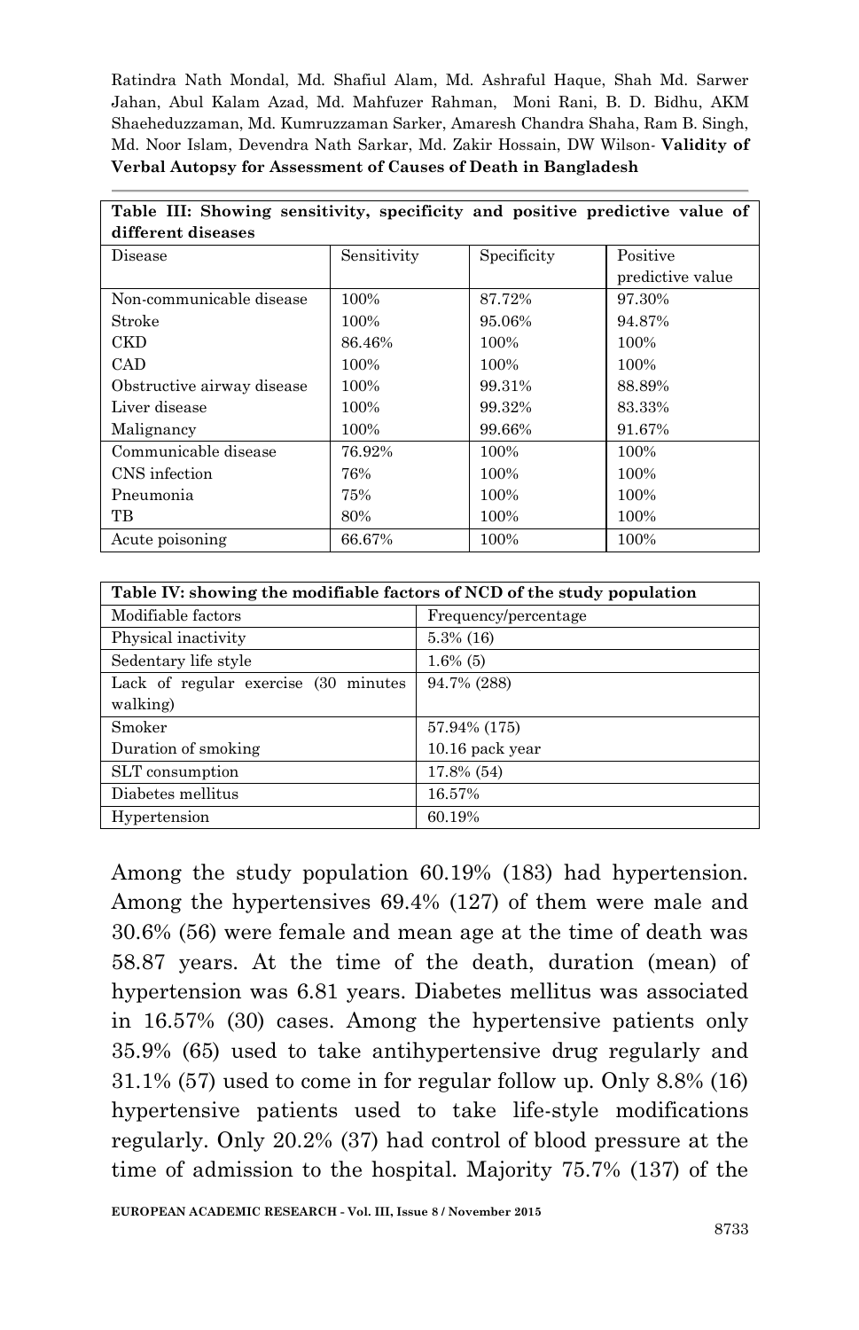| Table III: Showing sensitivity, specificity and positive predictive value of different diseases | | | |
|---|---|---|---|
| Disease | Sensitivity | Specificity | Positive predictive value |
| Non-communicable disease | 100% | 87.72% | 97.30% |
| Stroke | 100% | 95.06% | 94.87% |
| CKD | 86.46% | 100% | 100% |
| CAD | 100% | 100% | 100% |
| Obstructive airway disease | 100% | 99.31% | 88.89% |
| Liver disease | 100% | 99.32% | 83.33% |
| Malignancy | 100% | 99.66% | 91.67% |
| Communicable disease | 76.92% | 100% | 100% |
| CNS infection | 76% | 100% | 100% |
| Pneumonia | 75% | 100% | 100% |
| TB | 80% | 100% | 100% |
| Acute poisoning | 66.67% | 100% | 100% |

| Table IV: showing the modifiable factors of NCD of the study population | |
|---|---|
| Modifiable factors | Frequency/percentage |
| Physical inactivity | 5.3% (16) |
| Sedentary life style | 1.6% (5) |
| Lack of regular exercise (30 minutes walking) | 94.7% (288) |
| Smoker | 57.94% (175) |
| Duration of smoking | 10.16 pack year |
| SLT consumption | 17.8% (54) |
| Diabetes mellitus | 16.57% |
| Hypertension | 60.19% |

Among the study population 60.19% (183) had hypertension. Among the hypertensives 69.4% (127) of them were male and 30.6% (56) were female and mean age at the time of death was 58.87 years. At the time of the death, duration (mean) of hypertension was 6.81 years. Diabetes mellitus was associated in 16.57% (30) cases. Among the hypertensive patients only 35.9% (65) used to take antihypertensive drug regularly and 31.1% (57) used to come in for regular follow up. Only 8.8% (16) hypertensive patients used to take life-style modifications regularly. Only 20.2% (37) had control of blood pressure at the time of admission to the hospital. Majority 75.7% (137) of the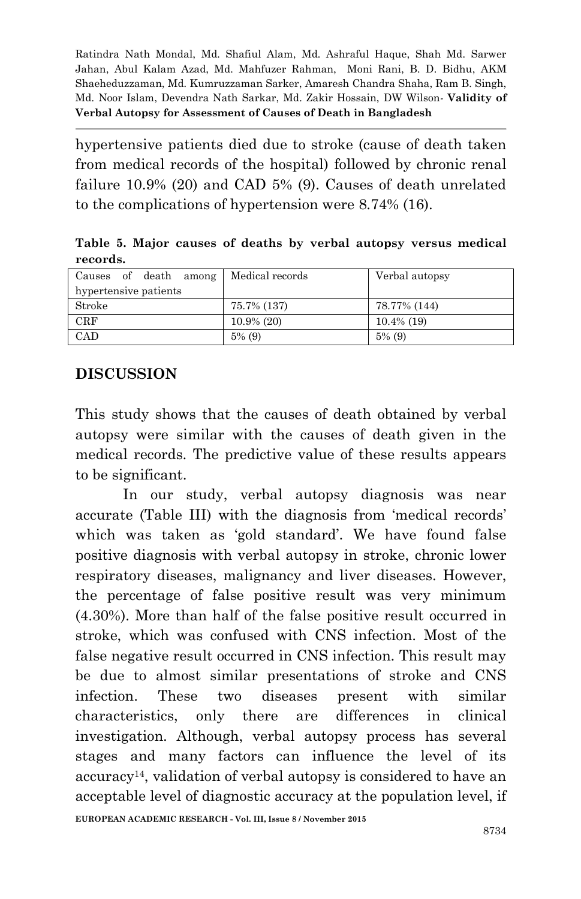hypertensive patients died due to stroke (cause of death taken from medical records of the hospital) followed by chronic renal failure 10.9% (20) and CAD 5% (9). Causes of death unrelated to the complications of hypertension were 8.74% (16).

**Table 5. Major causes of deaths by verbal autopsy versus medical records.**

| Causes of death among hypertensive patients | Medical records | Verbal autopsy |
| --- | --- | --- |
| Stroke | 75.7% (137) | 78.77% (144) |
| CRF | 10.9% (20) | 10.4% (19) |
| CAD | 5% (9) | 5% (9) |

## DISCUSSION

This study shows that the causes of death obtained by verbal autopsy were similar with the causes of death given in the medical records. The predictive value of these results appears to be significant.

In our study, verbal autopsy diagnosis was near accurate (Table III) with the diagnosis from 'medical records' which was taken as 'gold standard'. We have found false positive diagnosis with verbal autopsy in stroke, chronic lower respiratory diseases, malignancy and liver diseases. However, the percentage of false positive result was very minimum (4.30%). More than half of the false positive result occurred in stroke, which was confused with CNS infection. Most of the false negative result occurred in CNS infection. This result may be due to almost similar presentations of stroke and CNS infection. These two diseases present with similar characteristics, only there are differences in clinical investigation. Although, verbal autopsy process has several stages and many factors can influence the level of its accuracy[14], validation of verbal autopsy is considered to have an acceptable level of diagnostic accuracy at the population level, if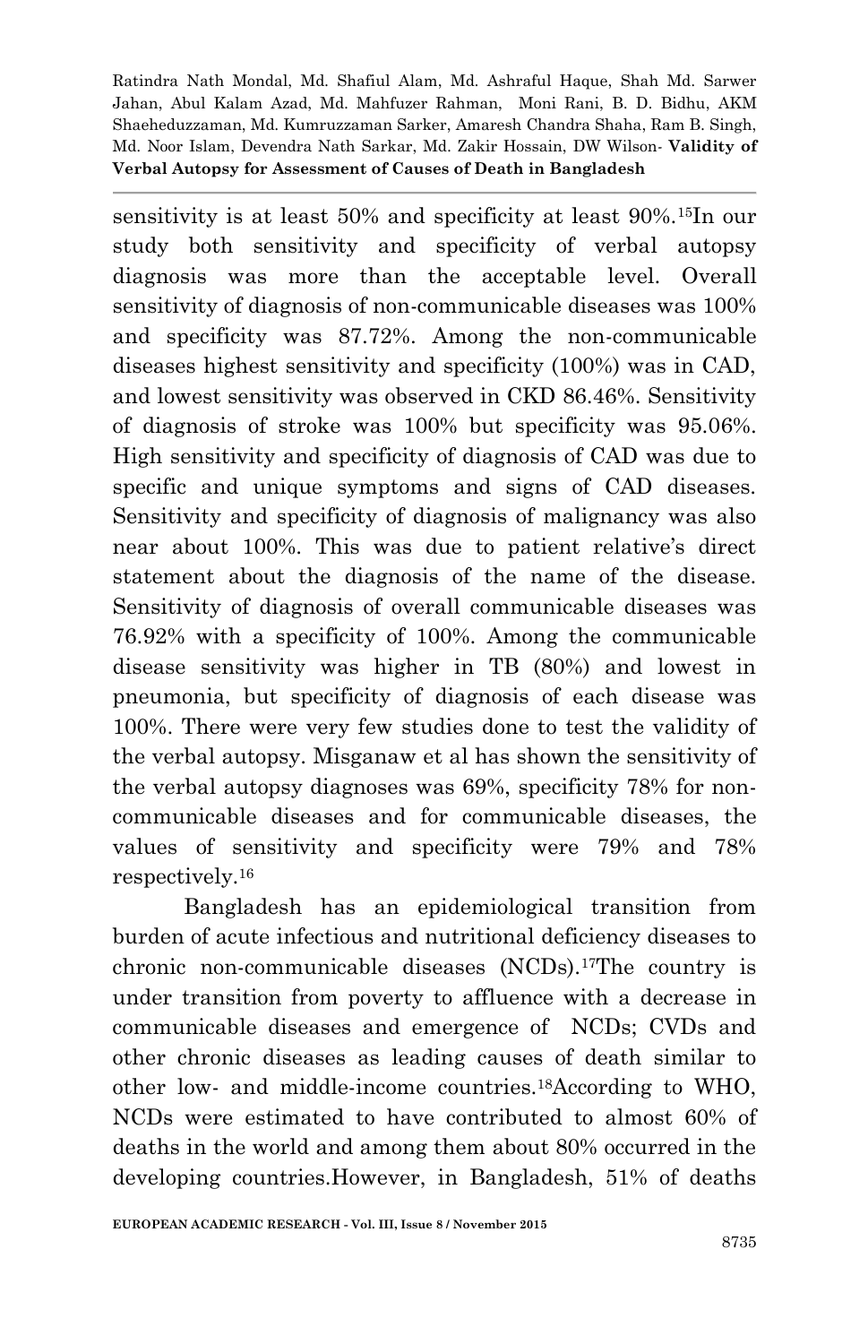sensitivity is at least 50% and specificity at least 90%.[15]In our study both sensitivity and specificity of verbal autopsy diagnosis was more than the acceptable level. Overall sensitivity of diagnosis of non-communicable diseases was 100% and specificity was 87.72%. Among the non-communicable diseases highest sensitivity and specificity (100%) was in CAD, and lowest sensitivity was observed in CKD 86.46%. Sensitivity of diagnosis of stroke was 100% but specificity was 95.06%. High sensitivity and specificity of diagnosis of CAD was due to specific and unique symptoms and signs of CAD diseases. Sensitivity and specificity of diagnosis of malignancy was also near about 100%. This was due to patient relative's direct statement about the diagnosis of the name of the disease. Sensitivity of diagnosis of overall communicable diseases was 76.92% with a specificity of 100%. Among the communicable disease sensitivity was higher in TB (80%) and lowest in pneumonia, but specificity of diagnosis of each disease was 100%. There were very few studies done to test the validity of the verbal autopsy. Misganaw et al has shown the sensitivity of the verbal autopsy diagnoses was 69%, specificity 78% for non-communicable diseases and for communicable diseases, the values of sensitivity and specificity were 79% and 78% respectively.[16]

Bangladesh has an epidemiological transition from burden of acute infectious and nutritional deficiency diseases to chronic non-communicable diseases (NCDs).[17]The country is under transition from poverty to affluence with a decrease in communicable diseases and emergence of NCDs; CVDs and other chronic diseases as leading causes of death similar to other low- and middle-income countries.[18]According to WHO, NCDs were estimated to have contributed to almost 60% of deaths in the world and among them about 80% occurred in the developing countries.However, in Bangladesh, 51% of deaths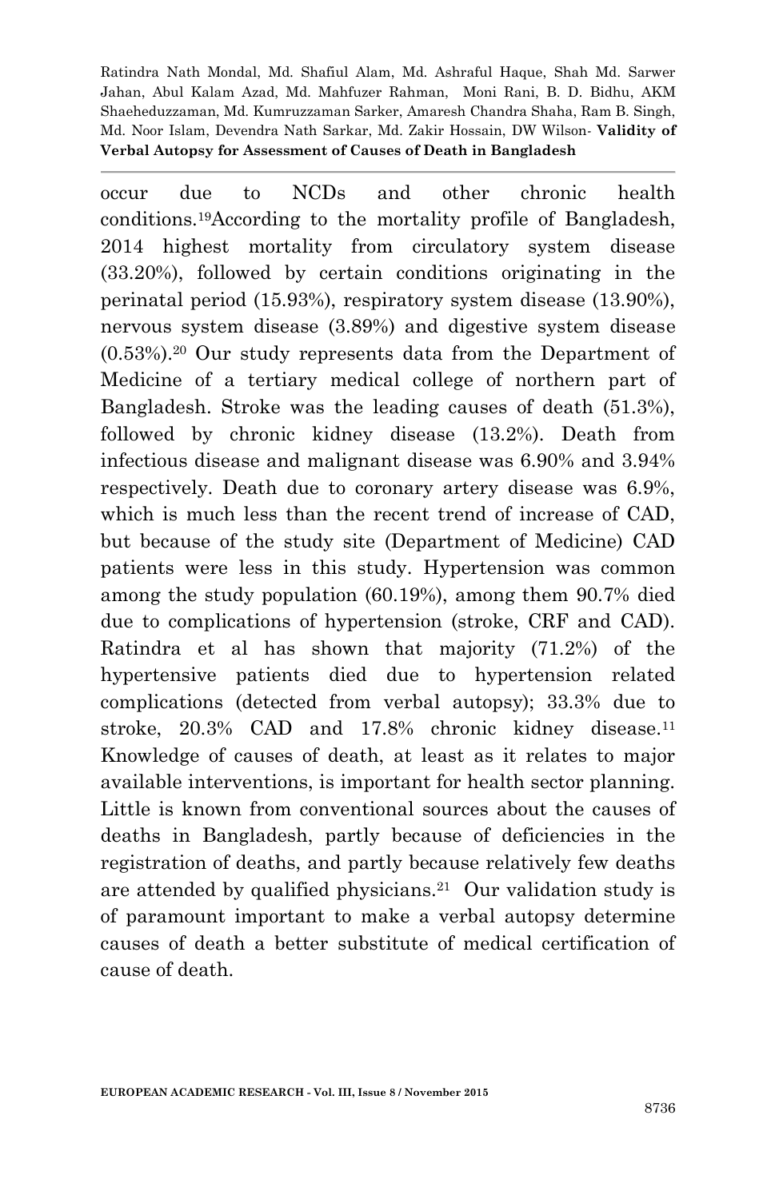occur due to NCDs and other chronic health conditions.[19]According to the mortality profile of Bangladesh, 2014 highest mortality from circulatory system disease (33.20%), followed by certain conditions originating in the perinatal period (15.93%), respiratory system disease (13.90%), nervous system disease (3.89%) and digestive system disease (0.53%).[20] Our study represents data from the Department of Medicine of a tertiary medical college of northern part of Bangladesh. Stroke was the leading causes of death (51.3%), followed by chronic kidney disease (13.2%). Death from infectious disease and malignant disease was 6.90% and 3.94% respectively. Death due to coronary artery disease was 6.9%, which is much less than the recent trend of increase of CAD, but because of the study site (Department of Medicine) CAD patients were less in this study. Hypertension was common among the study population (60.19%), among them 90.7% died due to complications of hypertension (stroke, CRF and CAD). Ratindra et al has shown that majority (71.2%) of the hypertensive patients died due to hypertension related complications (detected from verbal autopsy); 33.3% due to stroke, 20.3% CAD and 17.8% chronic kidney disease.[11] Knowledge of causes of death, at least as it relates to major available interventions, is important for health sector planning. Little is known from conventional sources about the causes of deaths in Bangladesh, partly because of deficiencies in the registration of deaths, and partly because relatively few deaths are attended by qualified physicians.[21] Our validation study is of paramount important to make a verbal autopsy determine causes of death a better substitute of medical certification of cause of death.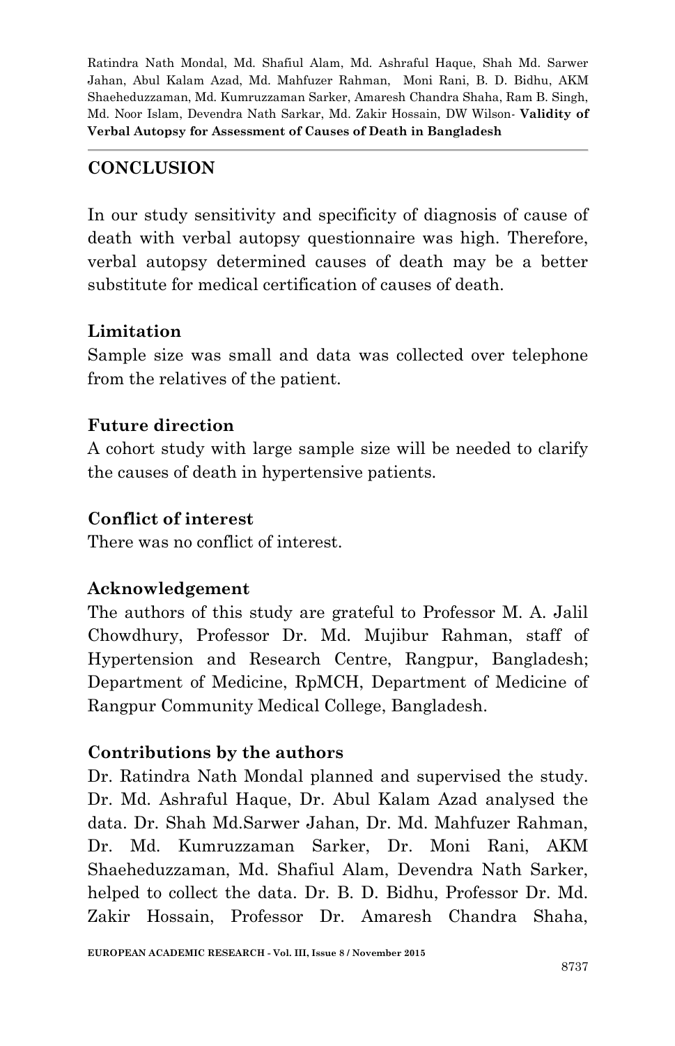## CONCLUSION

In our study sensitivity and specificity of diagnosis of cause of death with verbal autopsy questionnaire was high. Therefore, verbal autopsy determined causes of death may be a better substitute for medical certification of causes of death.

### Limitation

Sample size was small and data was collected over telephone from the relatives of the patient.

### Future direction

A cohort study with large sample size will be needed to clarify the causes of death in hypertensive patients.

### Conflict of interest

There was no conflict of interest.

### Acknowledgement

The authors of this study are grateful to Professor M. A. Jalil Chowdhury, Professor Dr. Md. Mujibur Rahman, staff of Hypertension and Research Centre, Rangpur, Bangladesh; Department of Medicine, RpMCH, Department of Medicine of Rangpur Community Medical College, Bangladesh.

### Contributions by the authors

Dr. Ratindra Nath Mondal planned and supervised the study. Dr. Md. Ashraful Haque, Dr. Abul Kalam Azad analysed the data. Dr. Shah Md.Sarwer Jahan, Dr. Md. Mahfuzer Rahman, Dr. Md. Kumruzzaman Sarker, Dr. Moni Rani, AKM Shaeheduzzaman, Md. Shafiul Alam, Devendra Nath Sarker, helped to collect the data. Dr. B. D. Bidhu, Professor Dr. Md. Zakir Hossain, Professor Dr. Amaresh Chandra Shaha,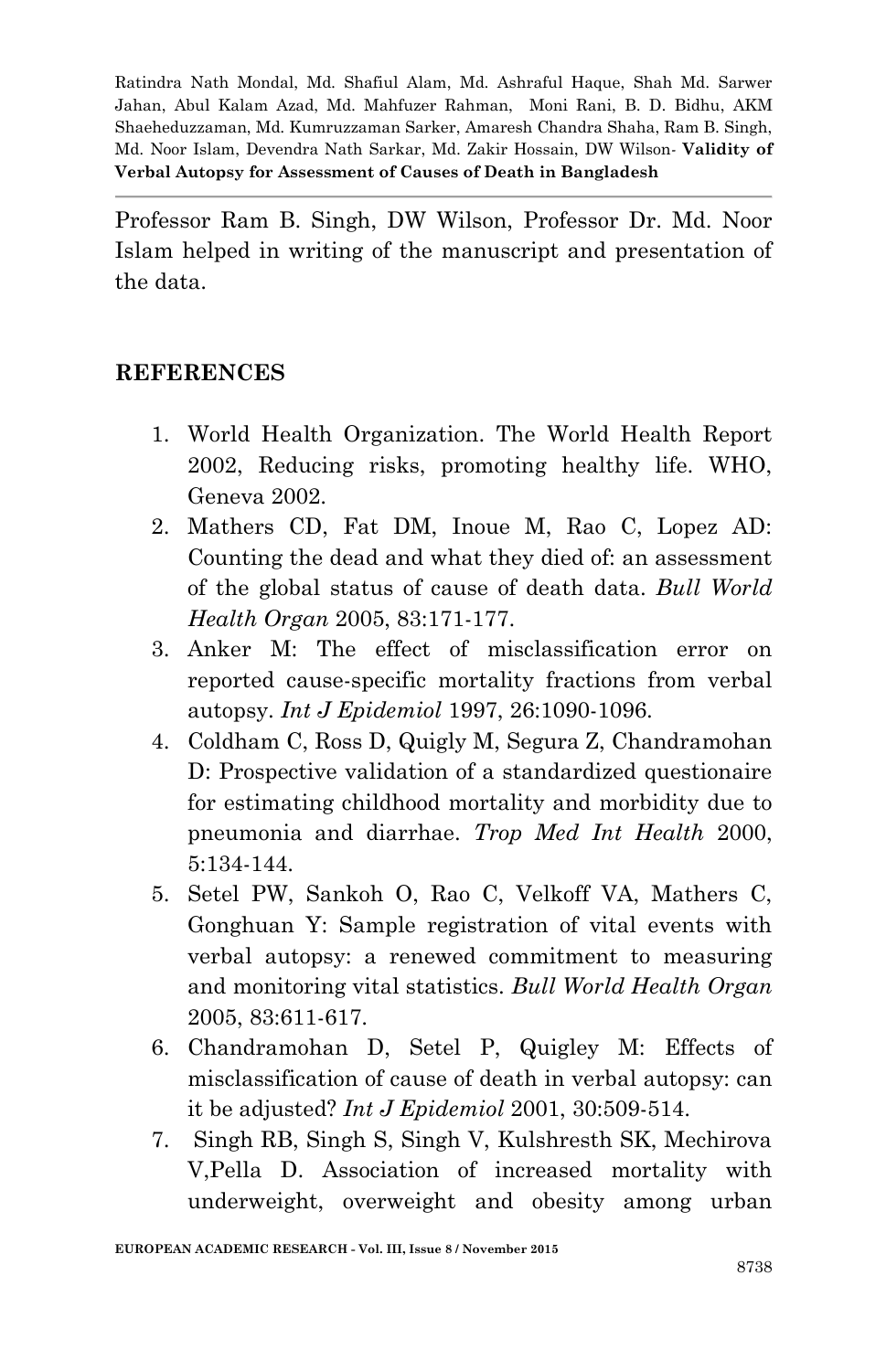Professor Ram B. Singh, DW Wilson, Professor Dr. Md. Noor Islam helped in writing of the manuscript and presentation of the data.

## REFERENCES

1. World Health Organization. The World Health Report 2002, Reducing risks, promoting healthy life. WHO, Geneva 2002.
2. Mathers CD, Fat DM, Inoue M, Rao C, Lopez AD: Counting the dead and what they died of: an assessment of the global status of cause of death data. *Bull World Health Organ* 2005, 83:171-177.
3. Anker M: The effect of misclassification error on reported cause-specific mortality fractions from verbal autopsy. *Int J Epidemiol* 1997, 26:1090-1096.
4. Coldham C, Ross D, Quigly M, Segura Z, Chandramohan D: Prospective validation of a standardized questionaire for estimating childhood mortality and morbidity due to pneumonia and diarrhae. *Trop Med Int Health* 2000, 5:134-144.
5. Setel PW, Sankoh O, Rao C, Velkoff VA, Mathers C, Gonghuan Y: Sample registration of vital events with verbal autopsy: a renewed commitment to measuring and monitoring vital statistics. *Bull World Health Organ* 2005, 83:611-617.
6. Chandramohan D, Setel P, Quigley M: Effects of misclassification of cause of death in verbal autopsy: can it be adjusted? *Int J Epidemiol* 2001, 30:509-514.
7. Singh RB, Singh S, Singh V, Kulshresth SK, Mechirova V,Pella D. Association of increased mortality with underweight, overweight and obesity among urban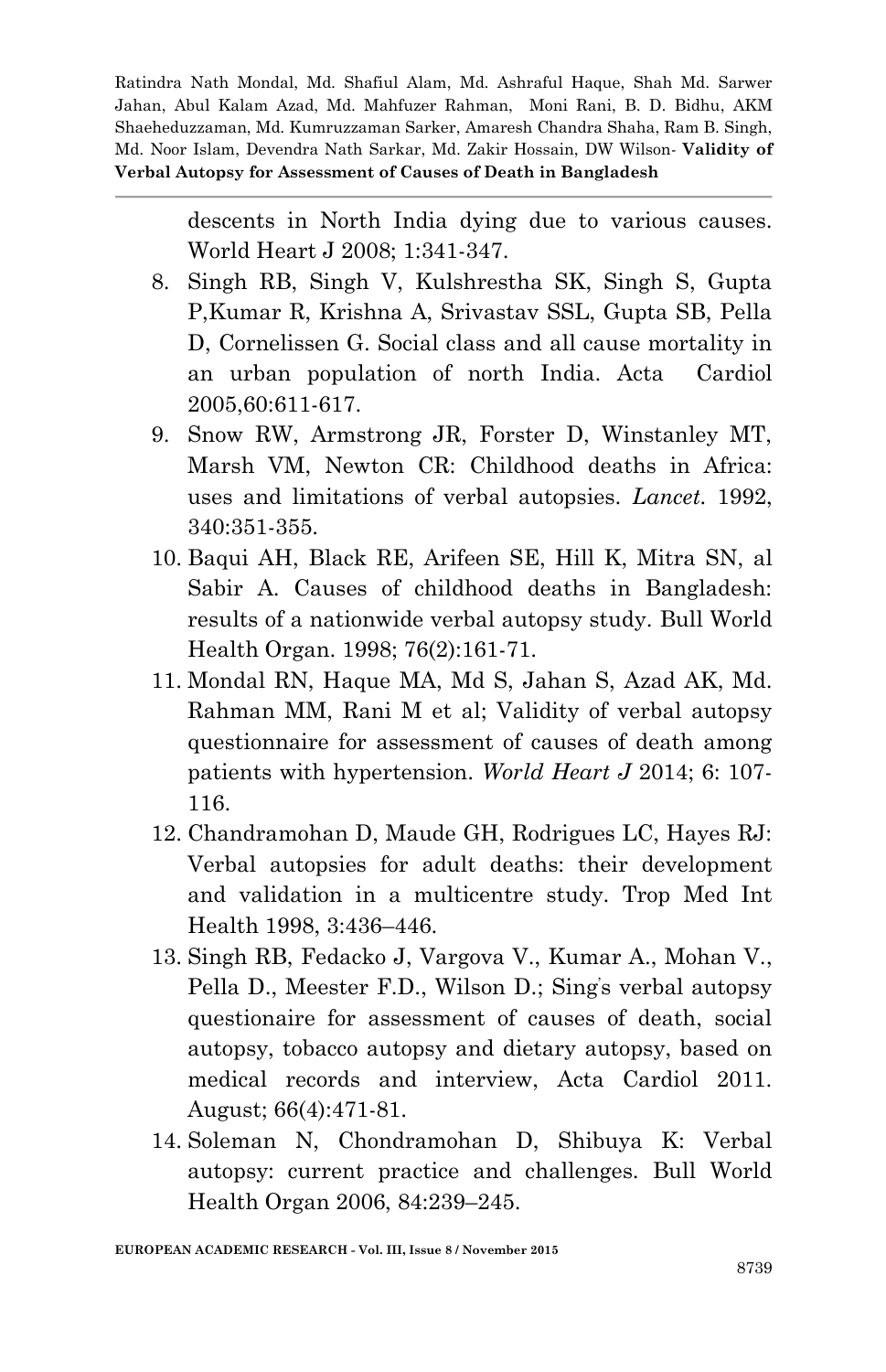descents in North India dying due to various causes. World Heart J 2008; 1:341-347.

8. Singh RB, Singh V, Kulshrestha SK, Singh S, Gupta P,Kumar R, Krishna A, Srivastav SSL, Gupta SB, Pella D, Cornelissen G. Social class and all cause mortality in an urban population of north India. Acta Cardiol 2005,60:611-617.
9. Snow RW, Armstrong JR, Forster D, Winstanley MT, Marsh VM, Newton CR: Childhood deaths in Africa: uses and limitations of verbal autopsies. *Lancet.* 1992, 340:351-355.
10. Baqui AH, Black RE, Arifeen SE, Hill K, Mitra SN, al Sabir A. Causes of childhood deaths in Bangladesh: results of a nationwide verbal autopsy study. Bull World Health Organ. 1998; 76(2):161-71.
11. Mondal RN, Haque MA, Md S, Jahan S, Azad AK, Md. Rahman MM, Rani M et al; Validity of verbal autopsy questionnaire for assessment of causes of death among patients with hypertension. *World Heart J* 2014; 6: 107-116.
12. Chandramohan D, Maude GH, Rodrigues LC, Hayes RJ: Verbal autopsies for adult deaths: their development and validation in a multicentre study. Trop Med Int Health 1998, 3:436–446.
13. Singh RB, Fedacko J, Vargova V., Kumar A., Mohan V., Pella D., Meester F.D., Wilson D.; Sing's verbal autopsy questionaire for assessment of causes of death, social autopsy, tobacco autopsy and dietary autopsy, based on medical records and interview, Acta Cardiol 2011. August; 66(4):471-81.
14. Soleman N, Chondramohan D, Shibuya K: Verbal autopsy: current practice and challenges. Bull World Health Organ 2006, 84:239–245.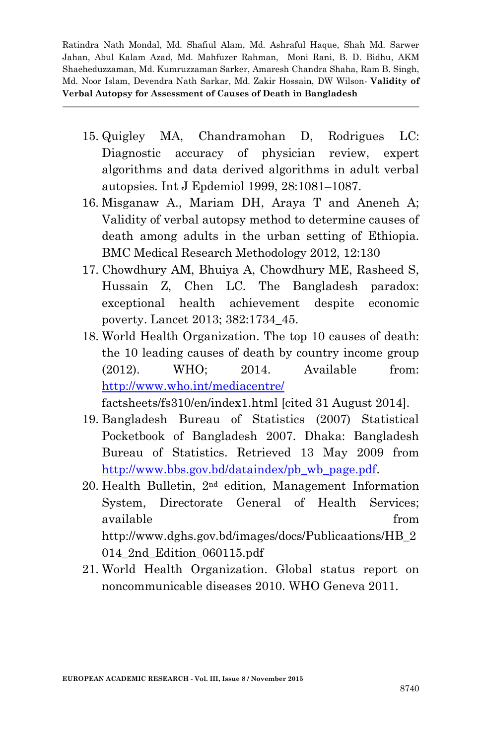15. Quigley MA, Chandramohan D, Rodrigues LC: Diagnostic accuracy of physician review, expert algorithms and data derived algorithms in adult verbal autopsies. Int J Epdemiol 1999, 28:1081–1087.
16. Misganaw A., Mariam DH, Araya T and Aneneh A; Validity of verbal autopsy method to determine causes of death among adults in the urban setting of Ethiopia. BMC Medical Research Methodology 2012, 12:130
17. Chowdhury AM, Bhuiya A, Chowdhury ME, Rasheed S, Hussain Z, Chen LC. The Bangladesh paradox: exceptional health achievement despite economic poverty. Lancet 2013; 382:1734_45.
18. World Health Organization. The top 10 causes of death: the 10 leading causes of death by country income group (2012). WHO; 2014. Available from: http://www.who.int/mediacentre/ factsheets/fs310/en/index1.html [cited 31 August 2014].
19. Bangladesh Bureau of Statistics (2007) Statistical Pocketbook of Bangladesh 2007. Dhaka: Bangladesh Bureau of Statistics. Retrieved 13 May 2009 from http://www.bbs.gov.bd/dataindex/pb_wb_page.pdf.
20. Health Bulletin, 2nd edition, Management Information System, Directorate General of Health Services; available from http://www.dghs.gov.bd/images/docs/Publicaations/HB_2014_2nd_Edition_060115.pdf
21. World Health Organization. Global status report on noncommunicable diseases 2010. WHO Geneva 2011.